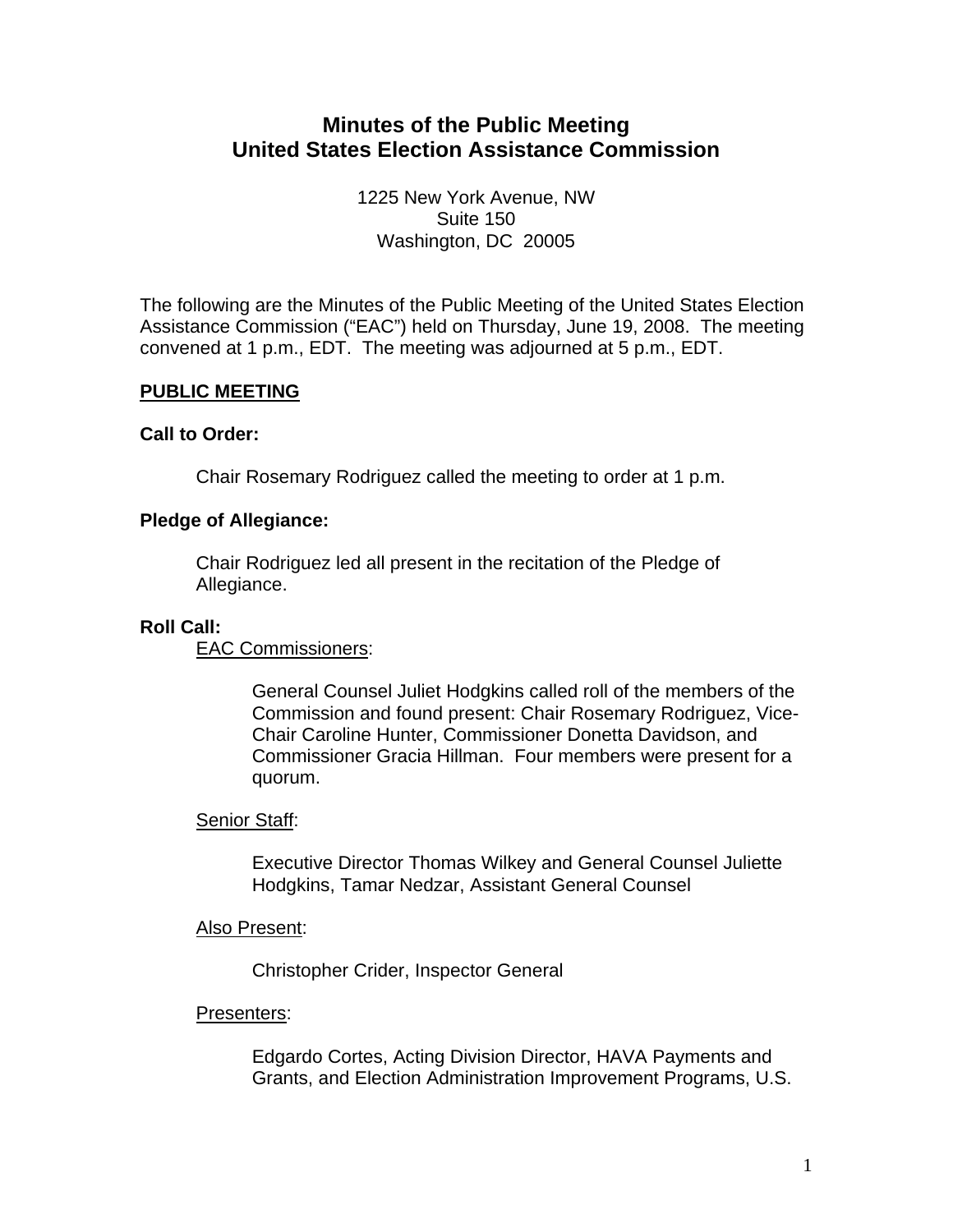# Minutes of the Public Meeting
# United States Election Assistance Commission

1225 New York Avenue, NW
Suite 150
Washington, DC 20005

The following are the Minutes of the Public Meeting of the United States Election Assistance Commission ("EAC") held on Thursday, June 19, 2008. The meeting convened at 1 p.m., EDT. The meeting was adjourned at 5 p.m., EDT.

**PUBLIC MEETING**

**Call to Order:**

Chair Rosemary Rodriguez called the meeting to order at 1 p.m.

**Pledge of Allegiance:**

Chair Rodriguez led all present in the recitation of the Pledge of Allegiance.

**Roll Call:**

EAC Commissioners:

General Counsel Juliet Hodgkins called roll of the members of the Commission and found present: Chair Rosemary Rodriguez, Vice-Chair Caroline Hunter, Commissioner Donetta Davidson, and Commissioner Gracia Hillman. Four members were present for a quorum.

Senior Staff:

Executive Director Thomas Wilkey and General Counsel Juliette Hodgkins, Tamar Nedzar, Assistant General Counsel

Also Present:

Christopher Crider, Inspector General

Presenters:

Edgardo Cortes, Acting Division Director, HAVA Payments and Grants, and Election Administration Improvement Programs, U.S.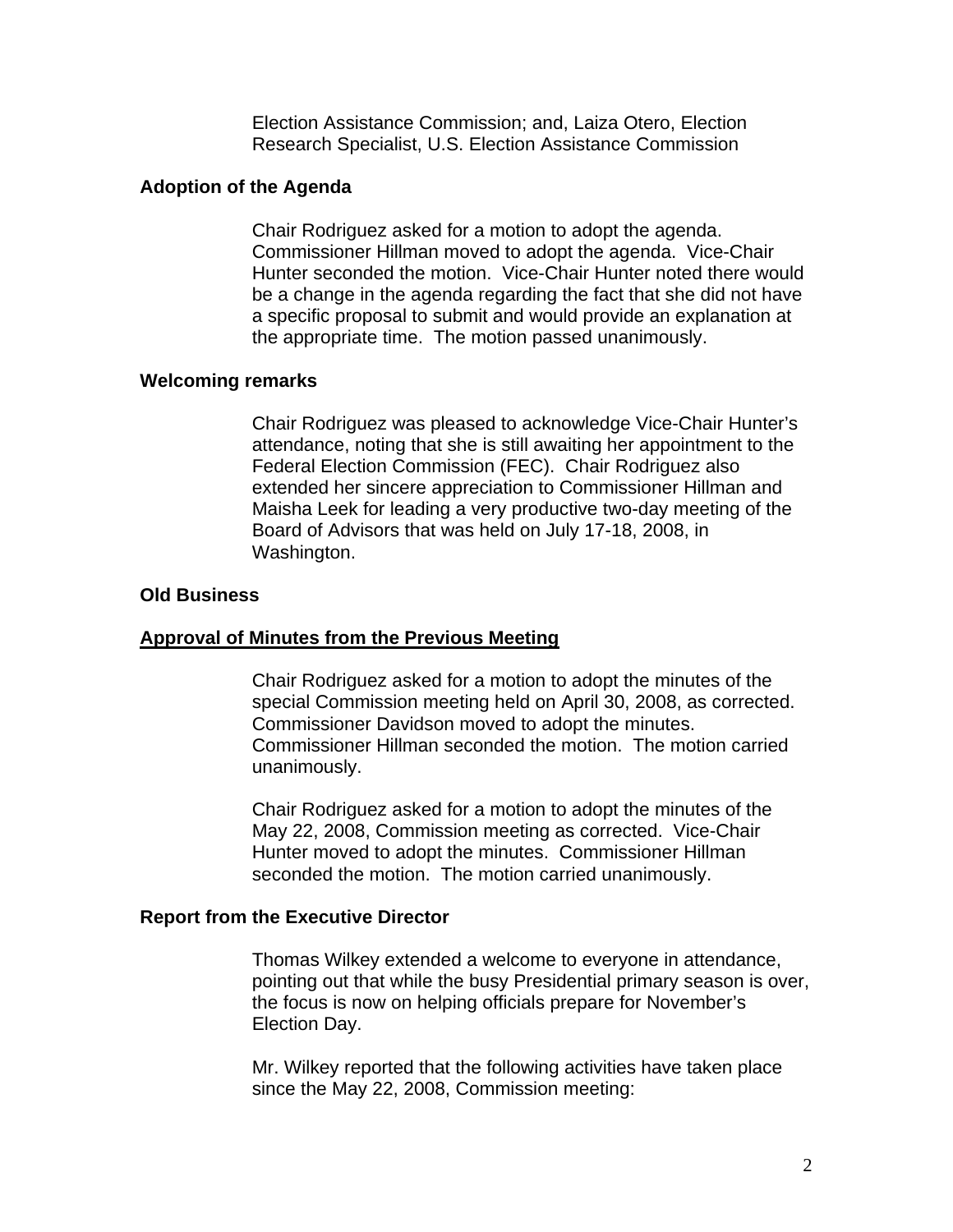Election Assistance Commission; and, Laiza Otero, Election Research Specialist, U.S. Election Assistance Commission

**Adoption of the Agenda**

Chair Rodriguez asked for a motion to adopt the agenda. Commissioner Hillman moved to adopt the agenda. Vice-Chair Hunter seconded the motion. Vice-Chair Hunter noted there would be a change in the agenda regarding the fact that she did not have a specific proposal to submit and would provide an explanation at the appropriate time. The motion passed unanimously.

**Welcoming remarks**

Chair Rodriguez was pleased to acknowledge Vice-Chair Hunter's attendance, noting that she is still awaiting her appointment to the Federal Election Commission (FEC). Chair Rodriguez also extended her sincere appreciation to Commissioner Hillman and Maisha Leek for leading a very productive two-day meeting of the Board of Advisors that was held on July 17-18, 2008, in Washington.

**Old Business**

**Approval of Minutes from the Previous Meeting**

Chair Rodriguez asked for a motion to adopt the minutes of the special Commission meeting held on April 30, 2008, as corrected. Commissioner Davidson moved to adopt the minutes. Commissioner Hillman seconded the motion. The motion carried unanimously.

Chair Rodriguez asked for a motion to adopt the minutes of the May 22, 2008, Commission meeting as corrected. Vice-Chair Hunter moved to adopt the minutes. Commissioner Hillman seconded the motion. The motion carried unanimously.

**Report from the Executive Director**

Thomas Wilkey extended a welcome to everyone in attendance, pointing out that while the busy Presidential primary season is over, the focus is now on helping officials prepare for November's Election Day.

Mr. Wilkey reported that the following activities have taken place since the May 22, 2008, Commission meeting: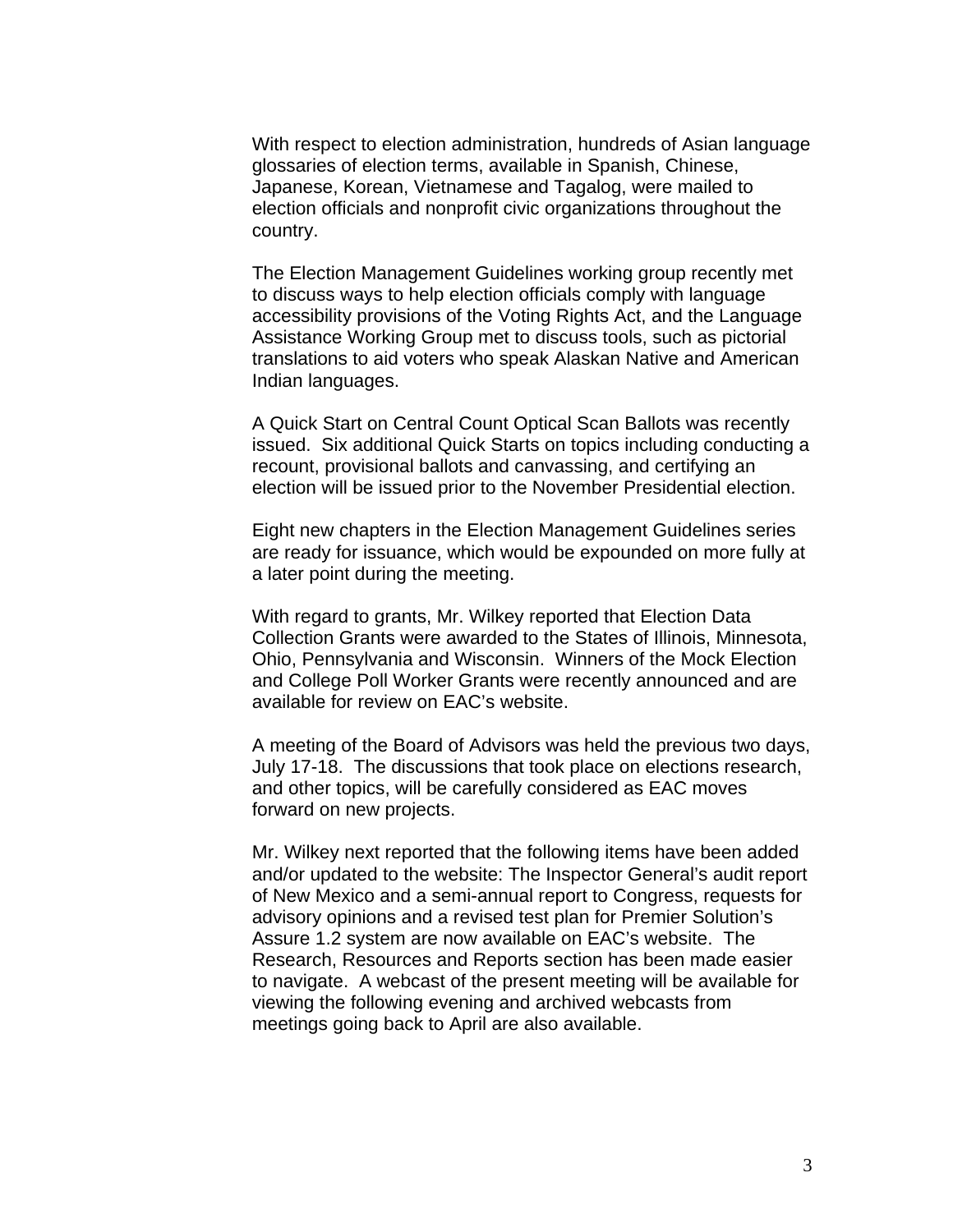With respect to election administration, hundreds of Asian language glossaries of election terms, available in Spanish, Chinese, Japanese, Korean, Vietnamese and Tagalog, were mailed to election officials and nonprofit civic organizations throughout the country.

The Election Management Guidelines working group recently met to discuss ways to help election officials comply with language accessibility provisions of the Voting Rights Act, and the Language Assistance Working Group met to discuss tools, such as pictorial translations to aid voters who speak Alaskan Native and American Indian languages.

A Quick Start on Central Count Optical Scan Ballots was recently issued. Six additional Quick Starts on topics including conducting a recount, provisional ballots and canvassing, and certifying an election will be issued prior to the November Presidential election.

Eight new chapters in the Election Management Guidelines series are ready for issuance, which would be expounded on more fully at a later point during the meeting.

With regard to grants, Mr. Wilkey reported that Election Data Collection Grants were awarded to the States of Illinois, Minnesota, Ohio, Pennsylvania and Wisconsin. Winners of the Mock Election and College Poll Worker Grants were recently announced and are available for review on EAC's website.

A meeting of the Board of Advisors was held the previous two days, July 17-18. The discussions that took place on elections research, and other topics, will be carefully considered as EAC moves forward on new projects.

Mr. Wilkey next reported that the following items have been added and/or updated to the website: The Inspector General's audit report of New Mexico and a semi-annual report to Congress, requests for advisory opinions and a revised test plan for Premier Solution's Assure 1.2 system are now available on EAC's website. The Research, Resources and Reports section has been made easier to navigate. A webcast of the present meeting will be available for viewing the following evening and archived webcasts from meetings going back to April are also available.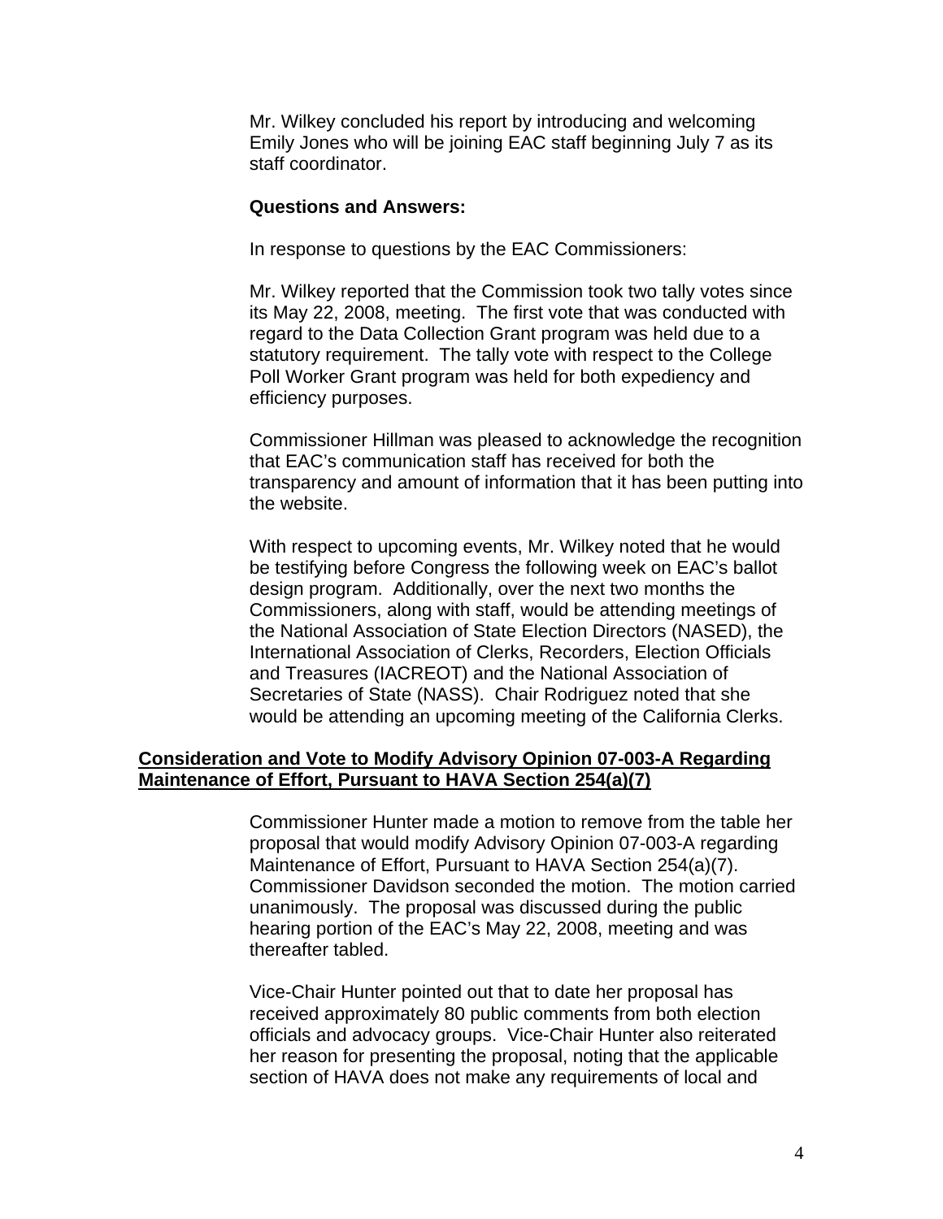Mr. Wilkey concluded his report by introducing and welcoming Emily Jones who will be joining EAC staff beginning July 7 as its staff coordinator.

**Questions and Answers:**

In response to questions by the EAC Commissioners:

Mr. Wilkey reported that the Commission took two tally votes since its May 22, 2008, meeting. The first vote that was conducted with regard to the Data Collection Grant program was held due to a statutory requirement. The tally vote with respect to the College Poll Worker Grant program was held for both expediency and efficiency purposes.

Commissioner Hillman was pleased to acknowledge the recognition that EAC's communication staff has received for both the transparency and amount of information that it has been putting into the website.

With respect to upcoming events, Mr. Wilkey noted that he would be testifying before Congress the following week on EAC's ballot design program. Additionally, over the next two months the Commissioners, along with staff, would be attending meetings of the National Association of State Election Directors (NASED), the International Association of Clerks, Recorders, Election Officials and Treasures (IACREOT) and the National Association of Secretaries of State (NASS). Chair Rodriguez noted that she would be attending an upcoming meeting of the California Clerks.

**Consideration and Vote to Modify Advisory Opinion 07-003-A Regarding Maintenance of Effort, Pursuant to HAVA Section 254(a)(7)**

Commissioner Hunter made a motion to remove from the table her proposal that would modify Advisory Opinion 07-003-A regarding Maintenance of Effort, Pursuant to HAVA Section 254(a)(7). Commissioner Davidson seconded the motion. The motion carried unanimously. The proposal was discussed during the public hearing portion of the EAC's May 22, 2008, meeting and was thereafter tabled.

Vice-Chair Hunter pointed out that to date her proposal has received approximately 80 public comments from both election officials and advocacy groups. Vice-Chair Hunter also reiterated her reason for presenting the proposal, noting that the applicable section of HAVA does not make any requirements of local and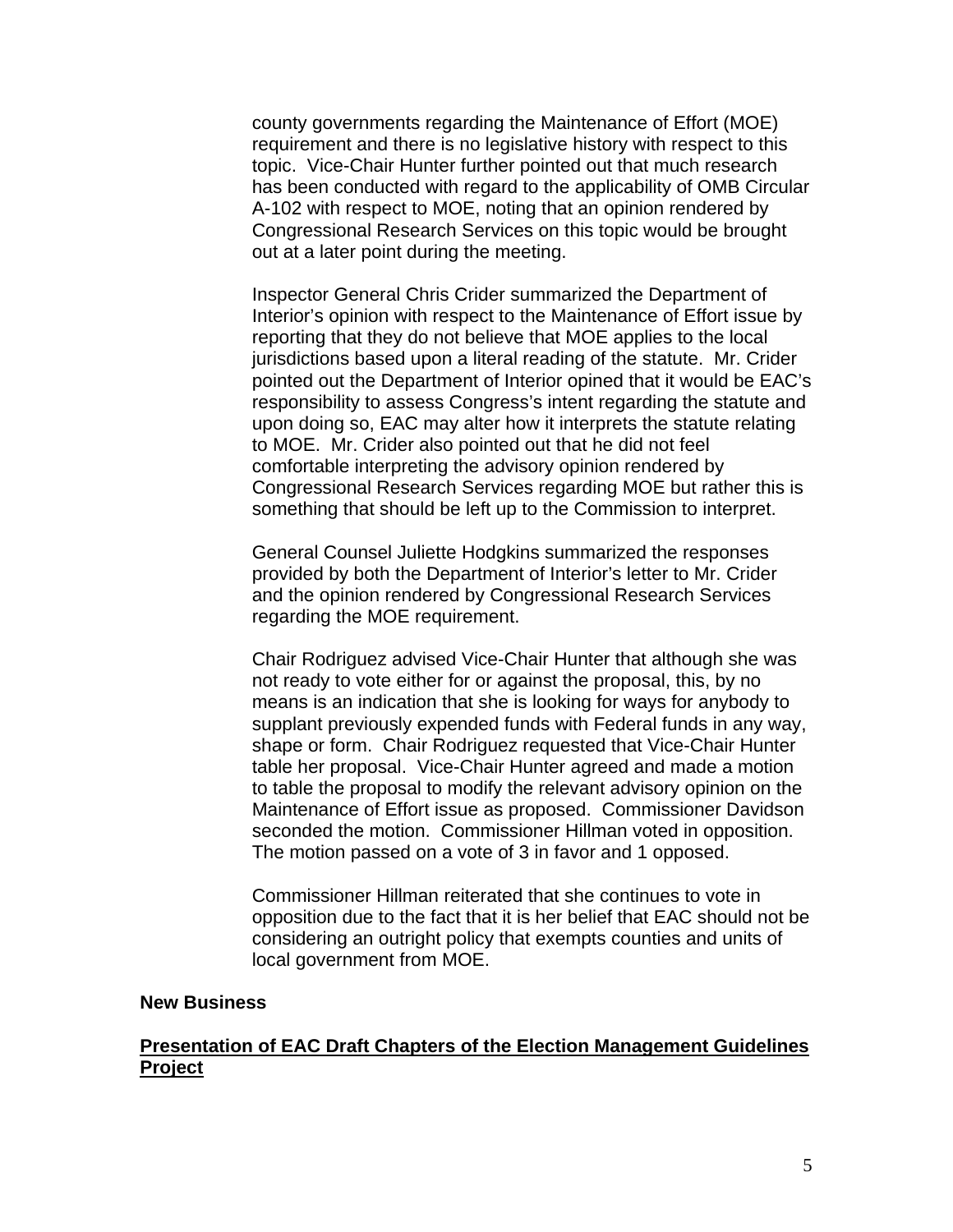county governments regarding the Maintenance of Effort (MOE) requirement and there is no legislative history with respect to this topic. Vice-Chair Hunter further pointed out that much research has been conducted with regard to the applicability of OMB Circular A-102 with respect to MOE, noting that an opinion rendered by Congressional Research Services on this topic would be brought out at a later point during the meeting.

Inspector General Chris Crider summarized the Department of Interior's opinion with respect to the Maintenance of Effort issue by reporting that they do not believe that MOE applies to the local jurisdictions based upon a literal reading of the statute. Mr. Crider pointed out the Department of Interior opined that it would be EAC's responsibility to assess Congress's intent regarding the statute and upon doing so, EAC may alter how it interprets the statute relating to MOE. Mr. Crider also pointed out that he did not feel comfortable interpreting the advisory opinion rendered by Congressional Research Services regarding MOE but rather this is something that should be left up to the Commission to interpret.

General Counsel Juliette Hodgkins summarized the responses provided by both the Department of Interior's letter to Mr. Crider and the opinion rendered by Congressional Research Services regarding the MOE requirement.

Chair Rodriguez advised Vice-Chair Hunter that although she was not ready to vote either for or against the proposal, this, by no means is an indication that she is looking for ways for anybody to supplant previously expended funds with Federal funds in any way, shape or form. Chair Rodriguez requested that Vice-Chair Hunter table her proposal. Vice-Chair Hunter agreed and made a motion to table the proposal to modify the relevant advisory opinion on the Maintenance of Effort issue as proposed. Commissioner Davidson seconded the motion. Commissioner Hillman voted in opposition. The motion passed on a vote of 3 in favor and 1 opposed.

Commissioner Hillman reiterated that she continues to vote in opposition due to the fact that it is her belief that EAC should not be considering an outright policy that exempts counties and units of local government from MOE.

**New Business**

**Presentation of EAC Draft Chapters of the Election Management Guidelines Project**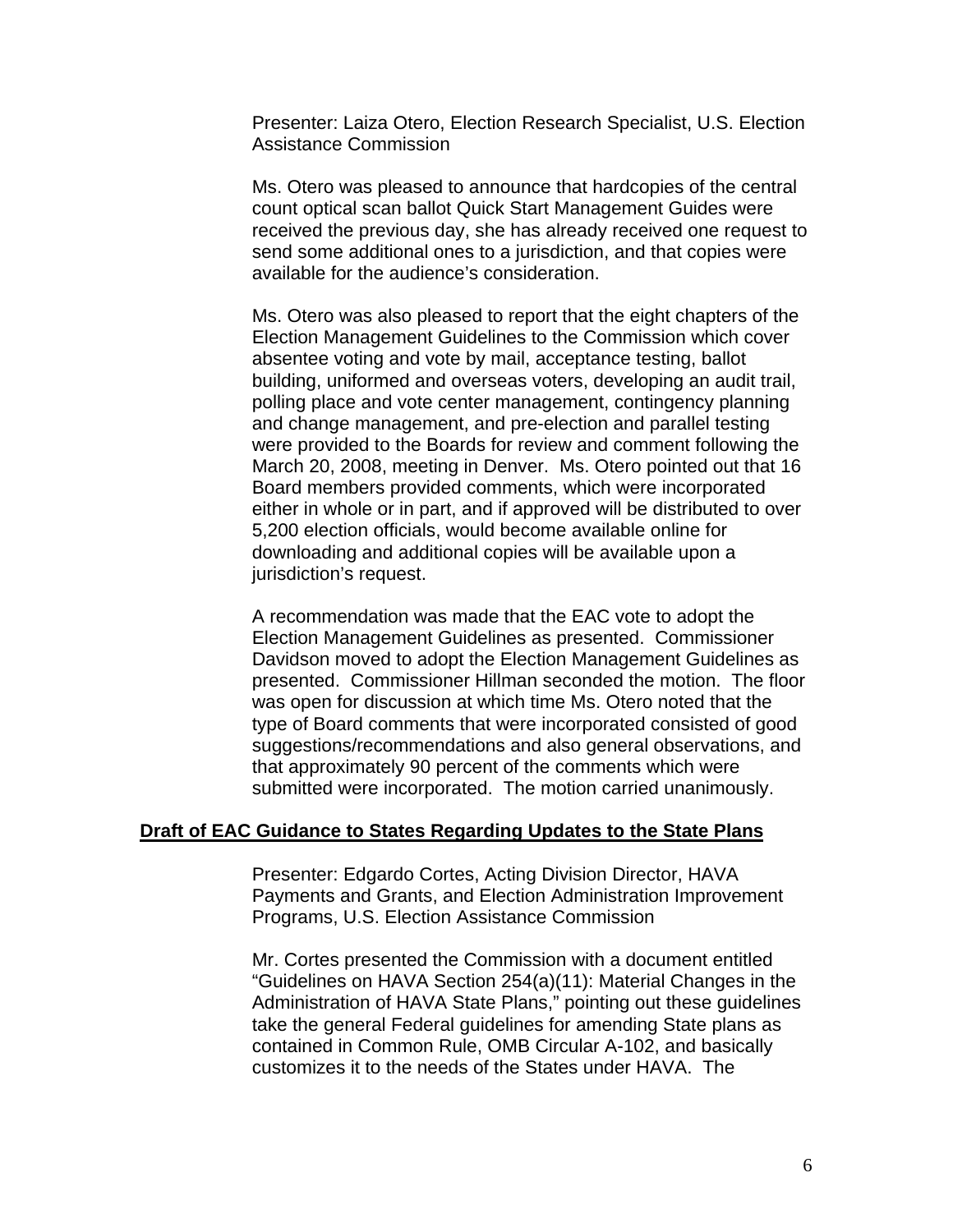Presenter: Laiza Otero, Election Research Specialist, U.S. Election Assistance Commission

Ms. Otero was pleased to announce that hardcopies of the central count optical scan ballot Quick Start Management Guides were received the previous day, she has already received one request to send some additional ones to a jurisdiction, and that copies were available for the audience's consideration.

Ms. Otero was also pleased to report that the eight chapters of the Election Management Guidelines to the Commission which cover absentee voting and vote by mail, acceptance testing, ballot building, uniformed and overseas voters, developing an audit trail, polling place and vote center management, contingency planning and change management, and pre-election and parallel testing were provided to the Boards for review and comment following the March 20, 2008, meeting in Denver. Ms. Otero pointed out that 16 Board members provided comments, which were incorporated either in whole or in part, and if approved will be distributed to over 5,200 election officials, would become available online for downloading and additional copies will be available upon a jurisdiction's request.

A recommendation was made that the EAC vote to adopt the Election Management Guidelines as presented. Commissioner Davidson moved to adopt the Election Management Guidelines as presented. Commissioner Hillman seconded the motion. The floor was open for discussion at which time Ms. Otero noted that the type of Board comments that were incorporated consisted of good suggestions/recommendations and also general observations, and that approximately 90 percent of the comments which were submitted were incorporated. The motion carried unanimously.

**<u>Draft of EAC Guidance to States Regarding Updates to the State Plans</u>**

Presenter: Edgardo Cortes, Acting Division Director, HAVA Payments and Grants, and Election Administration Improvement Programs, U.S. Election Assistance Commission

Mr. Cortes presented the Commission with a document entitled "Guidelines on HAVA Section 254(a)(11): Material Changes in the Administration of HAVA State Plans," pointing out these guidelines take the general Federal guidelines for amending State plans as contained in Common Rule, OMB Circular A-102, and basically customizes it to the needs of the States under HAVA. The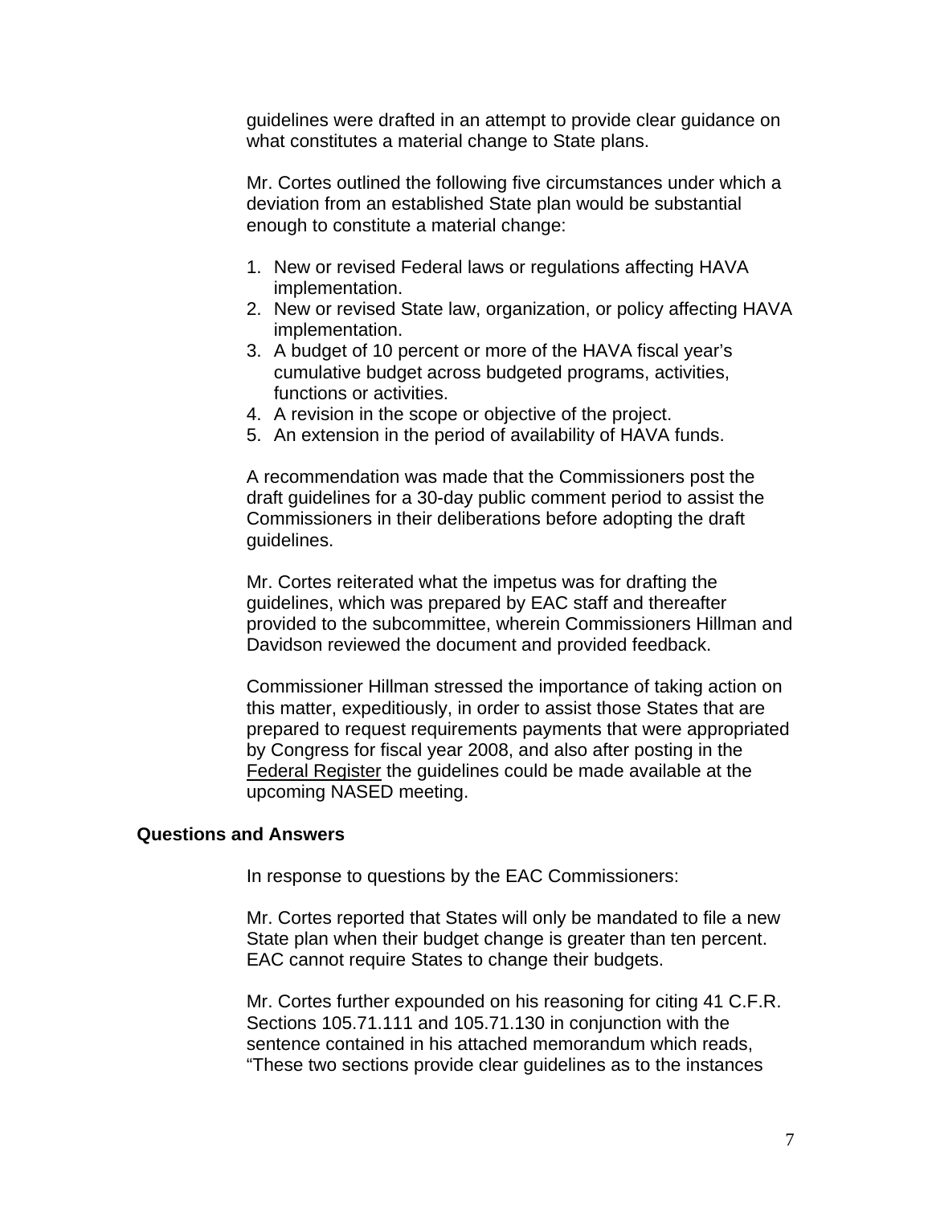guidelines were drafted in an attempt to provide clear guidance on what constitutes a material change to State plans.

Mr. Cortes outlined the following five circumstances under which a deviation from an established State plan would be substantial enough to constitute a material change:

1. New or revised Federal laws or regulations affecting HAVA implementation.
2. New or revised State law, organization, or policy affecting HAVA implementation.
3. A budget of 10 percent or more of the HAVA fiscal year's cumulative budget across budgeted programs, activities, functions or activities.
4. A revision in the scope or objective of the project.
5. An extension in the period of availability of HAVA funds.

A recommendation was made that the Commissioners post the draft guidelines for a 30-day public comment period to assist the Commissioners in their deliberations before adopting the draft guidelines.

Mr. Cortes reiterated what the impetus was for drafting the guidelines, which was prepared by EAC staff and thereafter provided to the subcommittee, wherein Commissioners Hillman and Davidson reviewed the document and provided feedback.

Commissioner Hillman stressed the importance of taking action on this matter, expeditiously, in order to assist those States that are prepared to request requirements payments that were appropriated by Congress for fiscal year 2008, and also after posting in the Federal Register the guidelines could be made available at the upcoming NASED meeting.

**Questions and Answers**

In response to questions by the EAC Commissioners:

Mr. Cortes reported that States will only be mandated to file a new State plan when their budget change is greater than ten percent. EAC cannot require States to change their budgets.

Mr. Cortes further expounded on his reasoning for citing 41 C.F.R. Sections 105.71.111 and 105.71.130 in conjunction with the sentence contained in his attached memorandum which reads, "These two sections provide clear guidelines as to the instances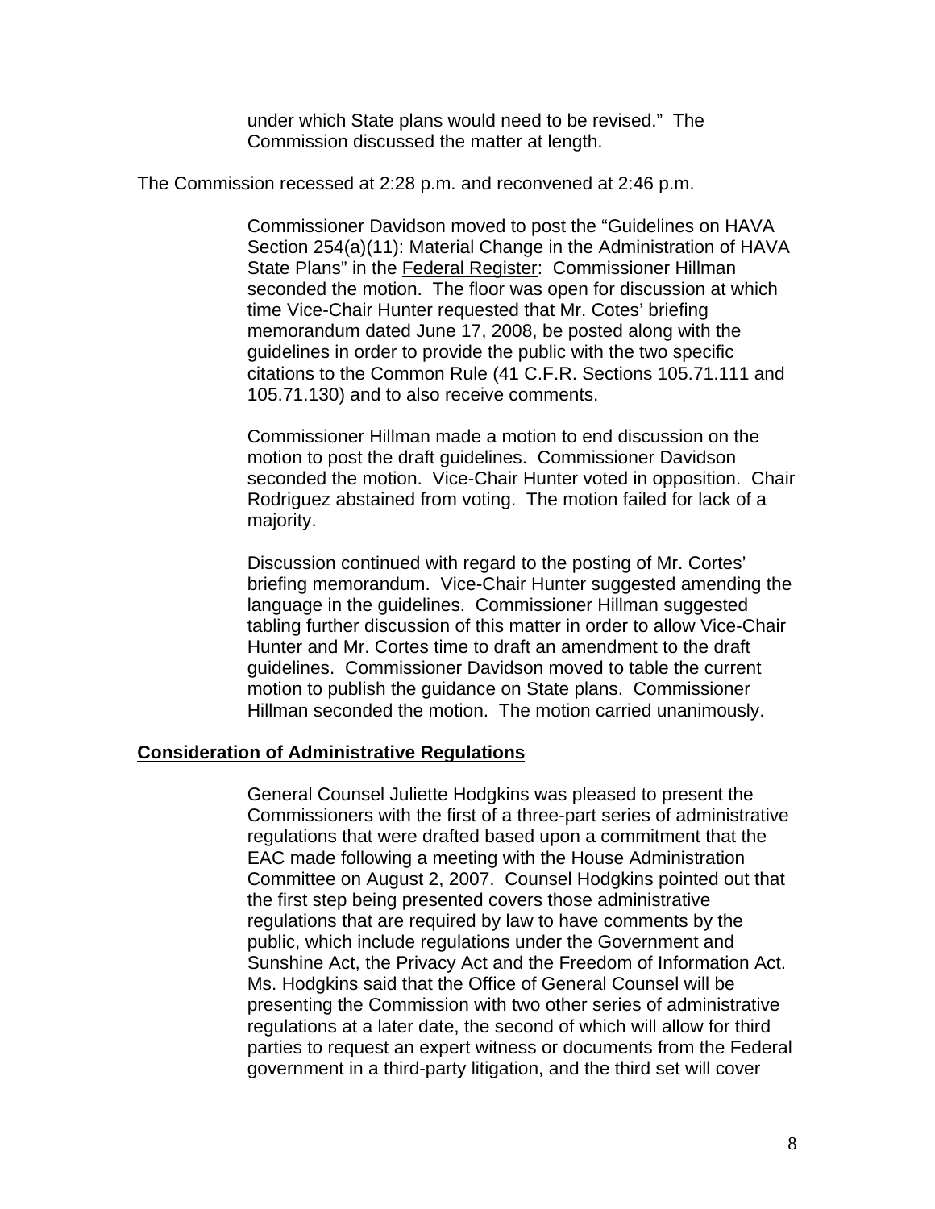under which State plans would need to be revised." The Commission discussed the matter at length.

The Commission recessed at 2:28 p.m. and reconvened at 2:46 p.m.

Commissioner Davidson moved to post the "Guidelines on HAVA Section 254(a)(11): Material Change in the Administration of HAVA State Plans" in the Federal Register: Commissioner Hillman seconded the motion. The floor was open for discussion at which time Vice-Chair Hunter requested that Mr. Cotes' briefing memorandum dated June 17, 2008, be posted along with the guidelines in order to provide the public with the two specific citations to the Common Rule (41 C.F.R. Sections 105.71.111 and 105.71.130) and to also receive comments.

Commissioner Hillman made a motion to end discussion on the motion to post the draft guidelines. Commissioner Davidson seconded the motion. Vice-Chair Hunter voted in opposition. Chair Rodriguez abstained from voting. The motion failed for lack of a majority.

Discussion continued with regard to the posting of Mr. Cortes' briefing memorandum. Vice-Chair Hunter suggested amending the language in the guidelines. Commissioner Hillman suggested tabling further discussion of this matter in order to allow Vice-Chair Hunter and Mr. Cortes time to draft an amendment to the draft guidelines. Commissioner Davidson moved to table the current motion to publish the guidance on State plans. Commissioner Hillman seconded the motion. The motion carried unanimously.

**Consideration of Administrative Regulations**

General Counsel Juliette Hodgkins was pleased to present the Commissioners with the first of a three-part series of administrative regulations that were drafted based upon a commitment that the EAC made following a meeting with the House Administration Committee on August 2, 2007. Counsel Hodgkins pointed out that the first step being presented covers those administrative regulations that are required by law to have comments by the public, which include regulations under the Government and Sunshine Act, the Privacy Act and the Freedom of Information Act. Ms. Hodgkins said that the Office of General Counsel will be presenting the Commission with two other series of administrative regulations at a later date, the second of which will allow for third parties to request an expert witness or documents from the Federal government in a third-party litigation, and the third set will cover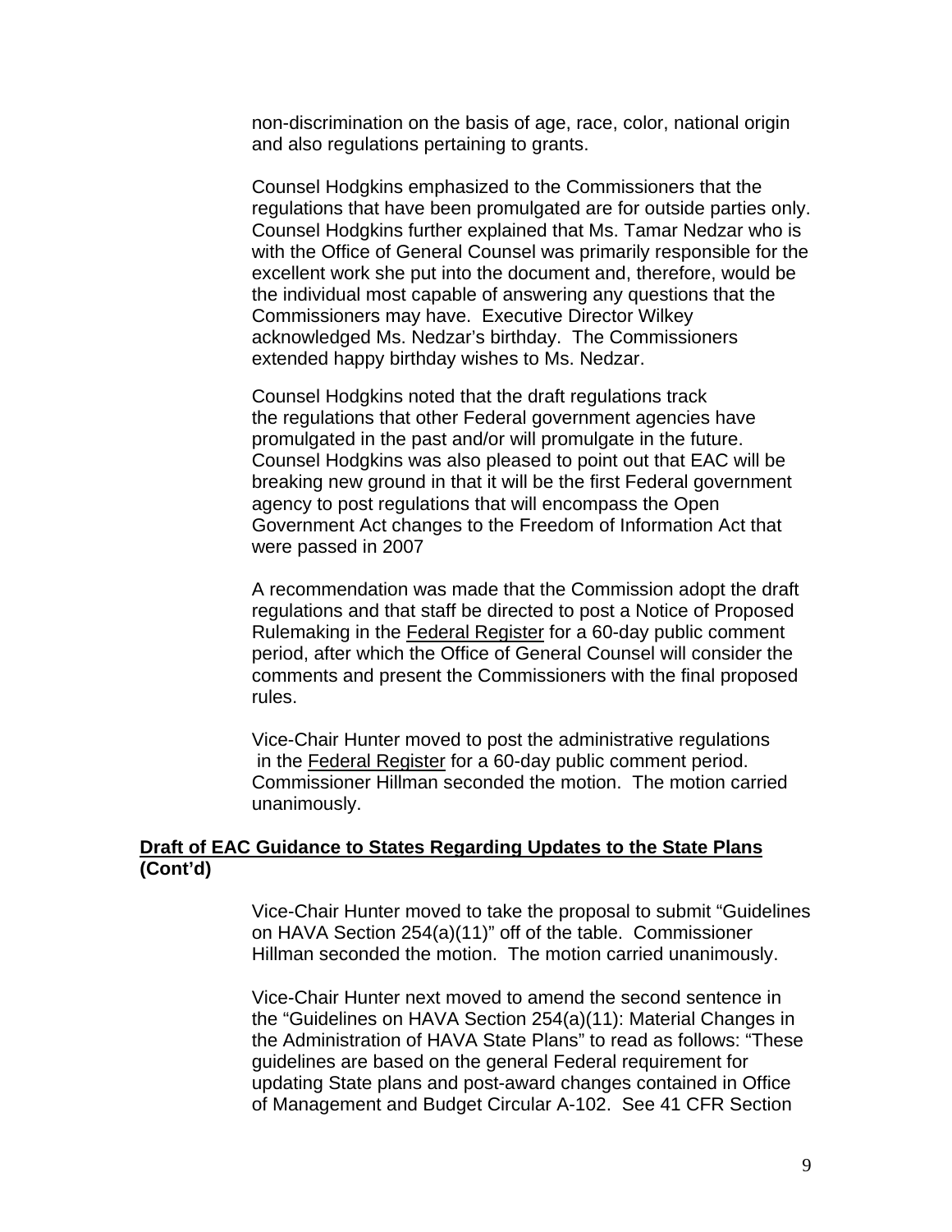non-discrimination on the basis of age, race, color, national origin and also regulations pertaining to grants.

Counsel Hodgkins emphasized to the Commissioners that the regulations that have been promulgated are for outside parties only. Counsel Hodgkins further explained that Ms. Tamar Nedzar who is with the Office of General Counsel was primarily responsible for the excellent work she put into the document and, therefore, would be the individual most capable of answering any questions that the Commissioners may have. Executive Director Wilkey acknowledged Ms. Nedzar's birthday. The Commissioners extended happy birthday wishes to Ms. Nedzar.

Counsel Hodgkins noted that the draft regulations track the regulations that other Federal government agencies have promulgated in the past and/or will promulgate in the future. Counsel Hodgkins was also pleased to point out that EAC will be breaking new ground in that it will be the first Federal government agency to post regulations that will encompass the Open Government Act changes to the Freedom of Information Act that were passed in 2007

A recommendation was made that the Commission adopt the draft regulations and that staff be directed to post a Notice of Proposed Rulemaking in the Federal Register for a 60-day public comment period, after which the Office of General Counsel will consider the comments and present the Commissioners with the final proposed rules.

Vice-Chair Hunter moved to post the administrative regulations in the Federal Register for a 60-day public comment period. Commissioner Hillman seconded the motion. The motion carried unanimously.

**Draft of EAC Guidance to States Regarding Updates to the State Plans (Cont'd)**

Vice-Chair Hunter moved to take the proposal to submit "Guidelines on HAVA Section 254(a)(11)" off of the table. Commissioner Hillman seconded the motion. The motion carried unanimously.

Vice-Chair Hunter next moved to amend the second sentence in the "Guidelines on HAVA Section 254(a)(11): Material Changes in the Administration of HAVA State Plans" to read as follows: "These guidelines are based on the general Federal requirement for updating State plans and post-award changes contained in Office of Management and Budget Circular A-102. See 41 CFR Section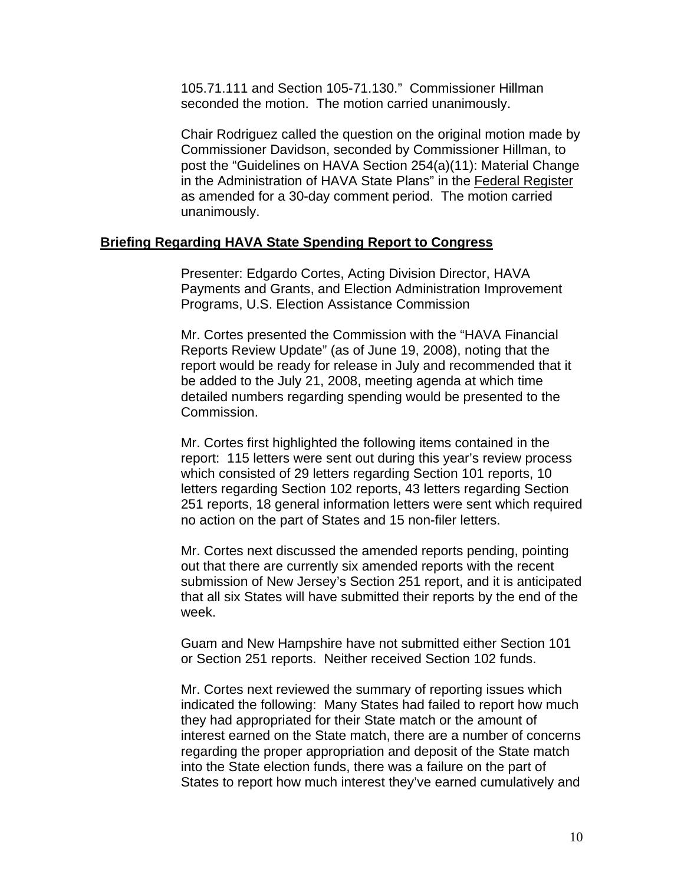105.71.111 and Section 105-71.130." Commissioner Hillman seconded the motion. The motion carried unanimously.

Chair Rodriguez called the question on the original motion made by Commissioner Davidson, seconded by Commissioner Hillman, to post the "Guidelines on HAVA Section 254(a)(11): Material Change in the Administration of HAVA State Plans" in the Federal Register as amended for a 30-day comment period. The motion carried unanimously.

**Briefing Regarding HAVA State Spending Report to Congress**

Presenter: Edgardo Cortes, Acting Division Director, HAVA Payments and Grants, and Election Administration Improvement Programs, U.S. Election Assistance Commission

Mr. Cortes presented the Commission with the "HAVA Financial Reports Review Update" (as of June 19, 2008), noting that the report would be ready for release in July and recommended that it be added to the July 21, 2008, meeting agenda at which time detailed numbers regarding spending would be presented to the Commission.

Mr. Cortes first highlighted the following items contained in the report: 115 letters were sent out during this year's review process which consisted of 29 letters regarding Section 101 reports, 10 letters regarding Section 102 reports, 43 letters regarding Section 251 reports, 18 general information letters were sent which required no action on the part of States and 15 non-filer letters.

Mr. Cortes next discussed the amended reports pending, pointing out that there are currently six amended reports with the recent submission of New Jersey's Section 251 report, and it is anticipated that all six States will have submitted their reports by the end of the week.

Guam and New Hampshire have not submitted either Section 101 or Section 251 reports. Neither received Section 102 funds.

Mr. Cortes next reviewed the summary of reporting issues which indicated the following: Many States had failed to report how much they had appropriated for their State match or the amount of interest earned on the State match, there are a number of concerns regarding the proper appropriation and deposit of the State match into the State election funds, there was a failure on the part of States to report how much interest they've earned cumulatively and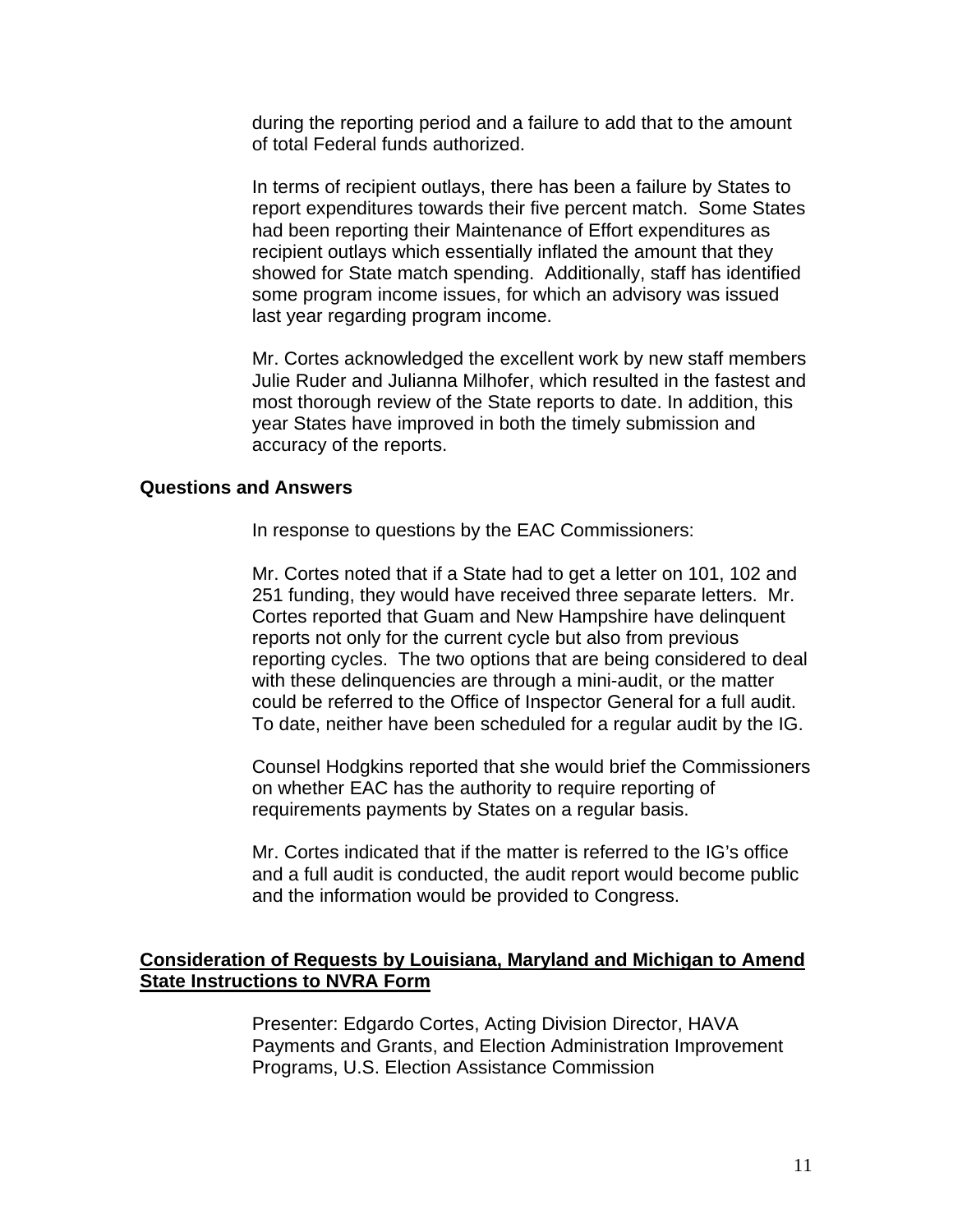during the reporting period and a failure to add that to the amount of total Federal funds authorized.

In terms of recipient outlays, there has been a failure by States to report expenditures towards their five percent match. Some States had been reporting their Maintenance of Effort expenditures as recipient outlays which essentially inflated the amount that they showed for State match spending. Additionally, staff has identified some program income issues, for which an advisory was issued last year regarding program income.

Mr. Cortes acknowledged the excellent work by new staff members Julie Ruder and Julianna Milhofer, which resulted in the fastest and most thorough review of the State reports to date. In addition, this year States have improved in both the timely submission and accuracy of the reports.

**Questions and Answers**

In response to questions by the EAC Commissioners:

Mr. Cortes noted that if a State had to get a letter on 101, 102 and 251 funding, they would have received three separate letters. Mr. Cortes reported that Guam and New Hampshire have delinquent reports not only for the current cycle but also from previous reporting cycles. The two options that are being considered to deal with these delinquencies are through a mini-audit, or the matter could be referred to the Office of Inspector General for a full audit. To date, neither have been scheduled for a regular audit by the IG.

Counsel Hodgkins reported that she would brief the Commissioners on whether EAC has the authority to require reporting of requirements payments by States on a regular basis.

Mr. Cortes indicated that if the matter is referred to the IG's office and a full audit is conducted, the audit report would become public and the information would be provided to Congress.

**Consideration of Requests by Louisiana, Maryland and Michigan to Amend State Instructions to NVRA Form**

Presenter: Edgardo Cortes, Acting Division Director, HAVA Payments and Grants, and Election Administration Improvement Programs, U.S. Election Assistance Commission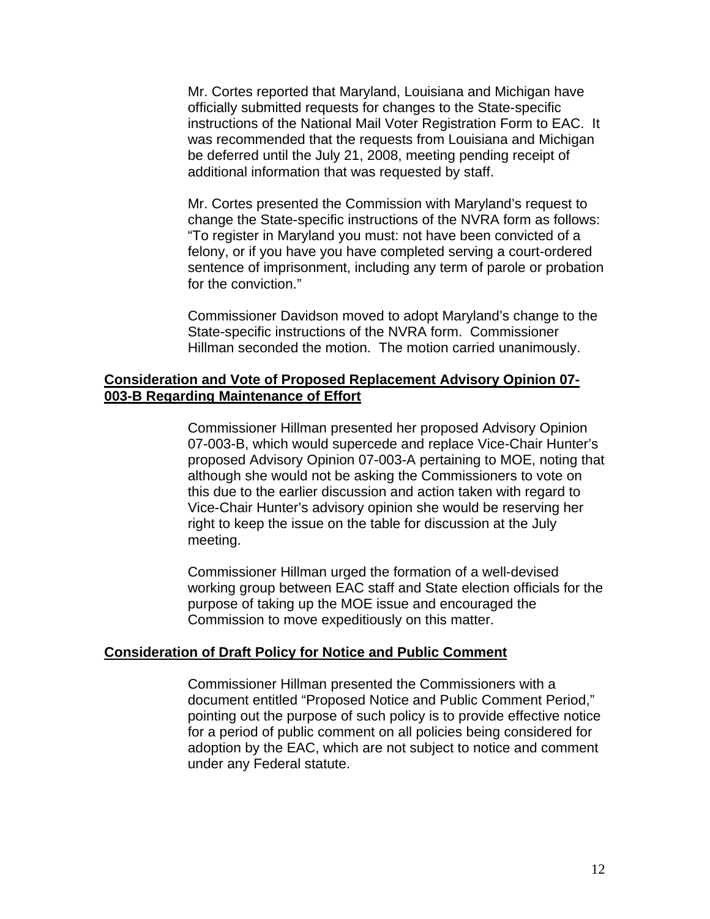Mr. Cortes reported that Maryland, Louisiana and Michigan have officially submitted requests for changes to the State-specific instructions of the National Mail Voter Registration Form to EAC. It was recommended that the requests from Louisiana and Michigan be deferred until the July 21, 2008, meeting pending receipt of additional information that was requested by staff.

Mr. Cortes presented the Commission with Maryland's request to change the State-specific instructions of the NVRA form as follows: "To register in Maryland you must: not have been convicted of a felony, or if you have you have completed serving a court-ordered sentence of imprisonment, including any term of parole or probation for the conviction."

Commissioner Davidson moved to adopt Maryland's change to the State-specific instructions of the NVRA form. Commissioner Hillman seconded the motion. The motion carried unanimously.

**Consideration and Vote of Proposed Replacement Advisory Opinion 07-003-B Regarding Maintenance of Effort**

Commissioner Hillman presented her proposed Advisory Opinion 07-003-B, which would supercede and replace Vice-Chair Hunter's proposed Advisory Opinion 07-003-A pertaining to MOE, noting that although she would not be asking the Commissioners to vote on this due to the earlier discussion and action taken with regard to Vice-Chair Hunter's advisory opinion she would be reserving her right to keep the issue on the table for discussion at the July meeting.

Commissioner Hillman urged the formation of a well-devised working group between EAC staff and State election officials for the purpose of taking up the MOE issue and encouraged the Commission to move expeditiously on this matter.

**Consideration of Draft Policy for Notice and Public Comment**

Commissioner Hillman presented the Commissioners with a document entitled "Proposed Notice and Public Comment Period," pointing out the purpose of such policy is to provide effective notice for a period of public comment on all policies being considered for adoption by the EAC, which are not subject to notice and comment under any Federal statute.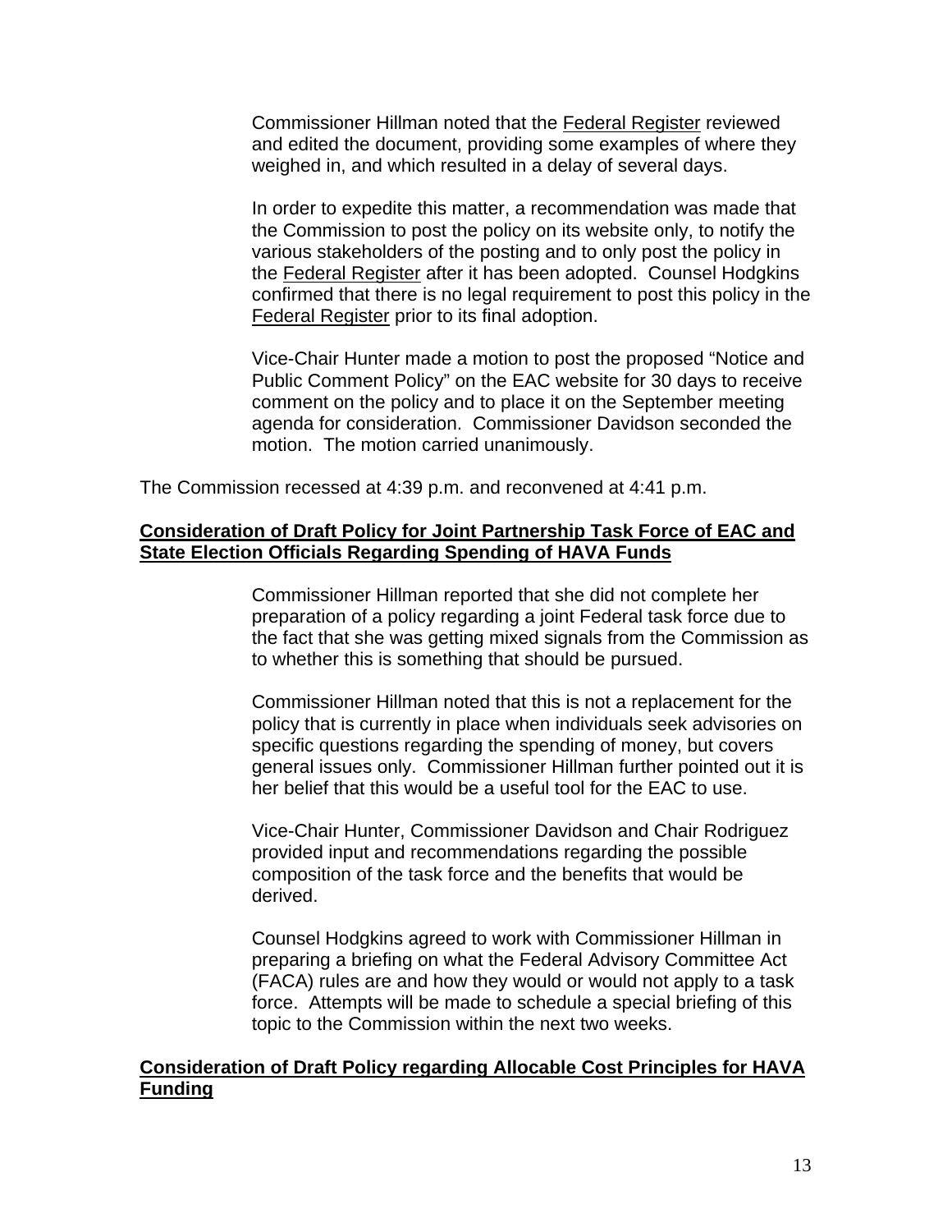Commissioner Hillman noted that the Federal Register reviewed and edited the document, providing some examples of where they weighed in, and which resulted in a delay of several days.

In order to expedite this matter, a recommendation was made that the Commission to post the policy on its website only, to notify the various stakeholders of the posting and to only post the policy in the Federal Register after it has been adopted. Counsel Hodgkins confirmed that there is no legal requirement to post this policy in the Federal Register prior to its final adoption.

Vice-Chair Hunter made a motion to post the proposed "Notice and Public Comment Policy" on the EAC website for 30 days to receive comment on the policy and to place it on the September meeting agenda for consideration. Commissioner Davidson seconded the motion. The motion carried unanimously.

The Commission recessed at 4:39 p.m. and reconvened at 4:41 p.m.

**Consideration of Draft Policy for Joint Partnership Task Force of EAC and State Election Officials Regarding Spending of HAVA Funds**

Commissioner Hillman reported that she did not complete her preparation of a policy regarding a joint Federal task force due to the fact that she was getting mixed signals from the Commission as to whether this is something that should be pursued.

Commissioner Hillman noted that this is not a replacement for the policy that is currently in place when individuals seek advisories on specific questions regarding the spending of money, but covers general issues only. Commissioner Hillman further pointed out it is her belief that this would be a useful tool for the EAC to use.

Vice-Chair Hunter, Commissioner Davidson and Chair Rodriguez provided input and recommendations regarding the possible composition of the task force and the benefits that would be derived.

Counsel Hodgkins agreed to work with Commissioner Hillman in preparing a briefing on what the Federal Advisory Committee Act (FACA) rules are and how they would or would not apply to a task force. Attempts will be made to schedule a special briefing of this topic to the Commission within the next two weeks.

**Consideration of Draft Policy regarding Allocable Cost Principles for HAVA Funding**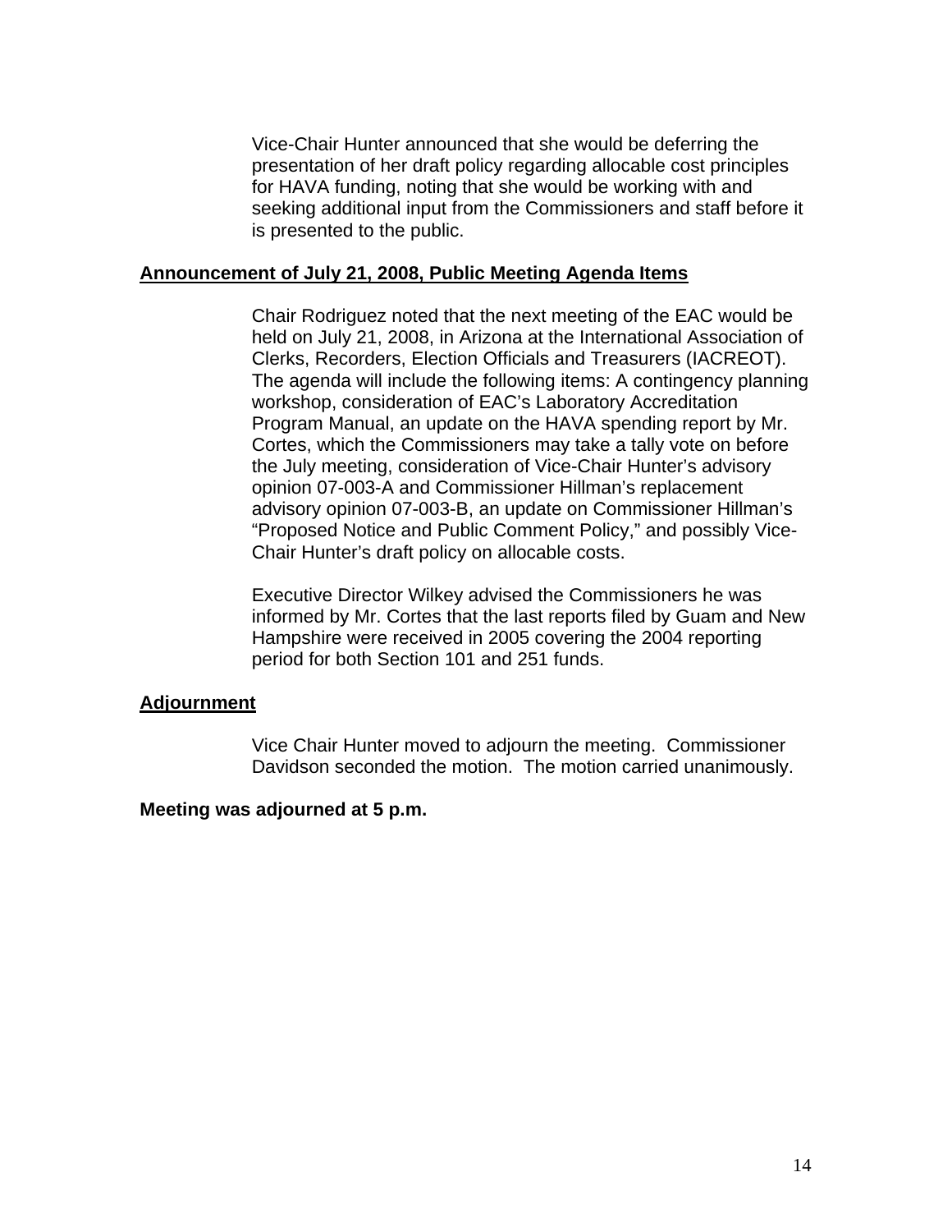Vice-Chair Hunter announced that she would be deferring the presentation of her draft policy regarding allocable cost principles for HAVA funding, noting that she would be working with and seeking additional input from the Commissioners and staff before it is presented to the public.

**Announcement of July 21, 2008, Public Meeting Agenda Items**

Chair Rodriguez noted that the next meeting of the EAC would be held on July 21, 2008, in Arizona at the International Association of Clerks, Recorders, Election Officials and Treasurers (IACREOT). The agenda will include the following items: A contingency planning workshop, consideration of EAC's Laboratory Accreditation Program Manual, an update on the HAVA spending report by Mr. Cortes, which the Commissioners may take a tally vote on before the July meeting, consideration of Vice-Chair Hunter's advisory opinion 07-003-A and Commissioner Hillman's replacement advisory opinion 07-003-B, an update on Commissioner Hillman's "Proposed Notice and Public Comment Policy," and possibly Vice-Chair Hunter's draft policy on allocable costs.

Executive Director Wilkey advised the Commissioners he was informed by Mr. Cortes that the last reports filed by Guam and New Hampshire were received in 2005 covering the 2004 reporting period for both Section 101 and 251 funds.

**Adjournment**

Vice Chair Hunter moved to adjourn the meeting. Commissioner Davidson seconded the motion. The motion carried unanimously.

**Meeting was adjourned at 5 p.m.**